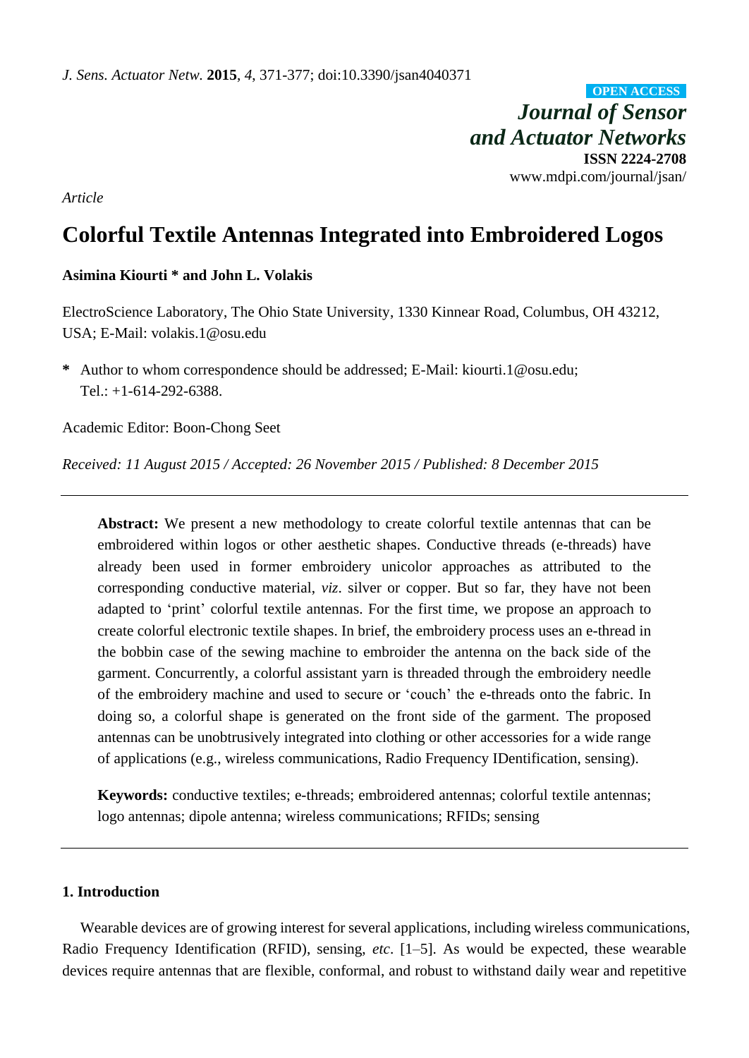*J. Sens. Actuator Netw.* **2015**, *4*, 371-377; doi:10.3390/jsan4040371

**OPEN ACCESS**

*Journal of Sensor and Actuator Networks*

**ISSN 2224-2708**

www.mdpi.com/journal/jsan/

*Article*

# Colorful Textile Antennas Integrated into Embroidered Logos

**Asimina Kiourti * and John L. Volakis**

ElectroScience Laboratory, The Ohio State University, 1330 Kinnear Road, Columbus, OH 43212, USA; E-Mail: volakis.1@osu.edu

**\*** Author to whom correspondence should be addressed; E-Mail: kiourti.1@osu.edu; Tel.: +1-614-292-6388.

Academic Editor: Boon-Chong Seet

*Received: 11 August 2015 / Accepted: 26 November 2015 / Published: 8 December 2015*

---

**Abstract:** We present a new methodology to create colorful textile antennas that can be embroidered within logos or other aesthetic shapes. Conductive threads (e-threads) have already been used in former embroidery unicolor approaches as attributed to the corresponding conductive material, *viz*. silver or copper. But so far, they have not been adapted to 'print' colorful textile antennas. For the first time, we propose an approach to create colorful electronic textile shapes. In brief, the embroidery process uses an e-thread in the bobbin case of the sewing machine to embroider the antenna on the back side of the garment. Concurrently, a colorful assistant yarn is threaded through the embroidery needle of the embroidery machine and used to secure or 'couch' the e-threads onto the fabric. In doing so, a colorful shape is generated on the front side of the garment. The proposed antennas can be unobtrusively integrated into clothing or other accessories for a wide range of applications (e.g., wireless communications, Radio Frequency IDentification, sensing).

**Keywords:** conductive textiles; e-threads; embroidered antennas; colorful textile antennas; logo antennas; dipole antenna; wireless communications; RFIDs; sensing

---

## 1. Introduction

Wearable devices are of growing interest for several applications, including wireless communications, Radio Frequency Identification (RFID), sensing, *etc*. [1–5]. As would be expected, these wearable devices require antennas that are flexible, conformal, and robust to withstand daily wear and repetitive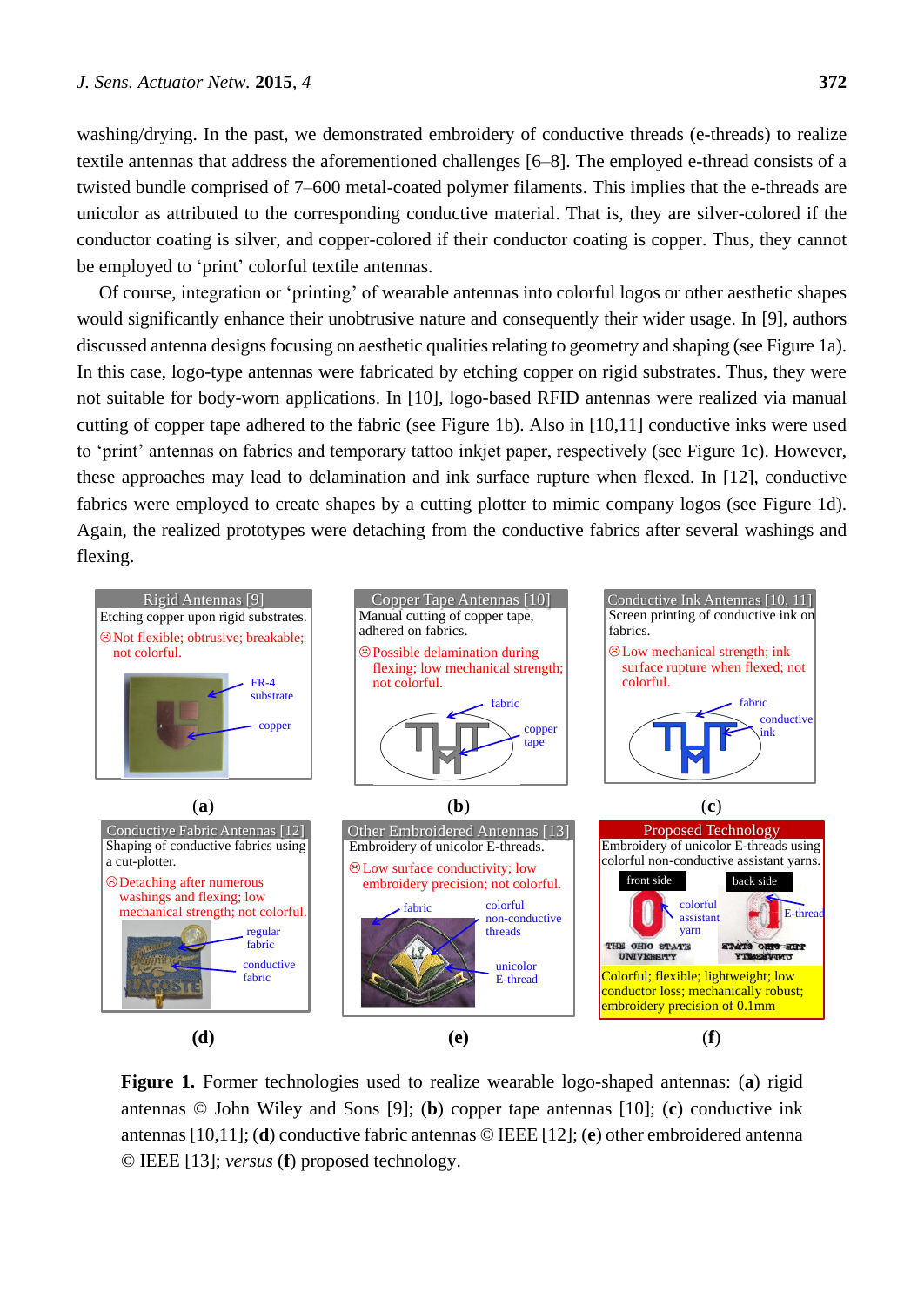washing/drying. In the past, we demonstrated embroidery of conductive threads (e-threads) to realize textile antennas that address the aforementioned challenges [6–8]. The employed e-thread consists of a twisted bundle comprised of 7–600 metal-coated polymer filaments. This implies that the e-threads are unicolor as attributed to the corresponding conductive material. That is, they are silver-colored if the conductor coating is silver, and copper-colored if their conductor coating is copper. Thus, they cannot be employed to 'print' colorful textile antennas.

Of course, integration or 'printing' of wearable antennas into colorful logos or other aesthetic shapes would significantly enhance their unobtrusive nature and consequently their wider usage. In [9], authors discussed antenna designs focusing on aesthetic qualities relating to geometry and shaping (see Figure 1a). In this case, logo-type antennas were fabricated by etching copper on rigid substrates. Thus, they were not suitable for body-worn applications. In [10], logo-based RFID antennas were realized via manual cutting of copper tape adhered to the fabric (see Figure 1b). Also in [10,11] conductive inks were used to 'print' antennas on fabrics and temporary tattoo inkjet paper, respectively (see Figure 1c). However, these approaches may lead to delamination and ink surface rupture when flexed. In [12], conductive fabrics were employed to create shapes by a cutting plotter to mimic company logos (see Figure 1d). Again, the realized prototypes were detaching from the conductive fabrics after several washings and flexing.

**Figure 1.** Former technologies used to realize wearable logo-shaped antennas: (**a**) rigid antennas © John Wiley and Sons [9]; (**b**) copper tape antennas [10]; (**c**) conductive ink antennas [10,11]; (**d**) conductive fabric antennas © IEEE [12]; (**e**) other embroidered antenna © IEEE [13]; *versus* (**f**) proposed technology.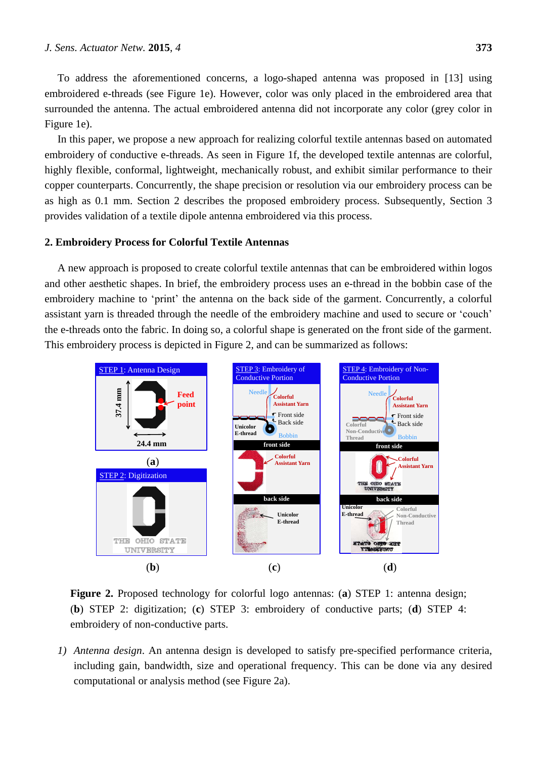To address the aforementioned concerns, a logo-shaped antenna was proposed in [13] using embroidered e-threads (see Figure 1e). However, color was only placed in the embroidered area that surrounded the antenna. The actual embroidered antenna did not incorporate any color (grey color in Figure 1e).

In this paper, we propose a new approach for realizing colorful textile antennas based on automated embroidery of conductive e-threads. As seen in Figure 1f, the developed textile antennas are colorful, highly flexible, conformal, lightweight, mechanically robust, and exhibit similar performance to their copper counterparts. Concurrently, the shape precision or resolution via our embroidery process can be as high as 0.1 mm. Section 2 describes the proposed embroidery process. Subsequently, Section 3 provides validation of a textile dipole antenna embroidered via this process.

## 2. Embroidery Process for Colorful Textile Antennas

A new approach is proposed to create colorful textile antennas that can be embroidered within logos and other aesthetic shapes. In brief, the embroidery process uses an e-thread in the bobbin case of the embroidery machine to 'print' the antenna on the back side of the garment. Concurrently, a colorful assistant yarn is threaded through the needle of the embroidery machine and used to secure or 'couch' the e-threads onto the fabric. In doing so, a colorful shape is generated on the front side of the garment. This embroidery process is depicted in Figure 2, and can be summarized as follows:

**Figure 2.** Proposed technology for colorful logo antennas: (**a**) STEP 1: antenna design; (**b**) STEP 2: digitization; (**c**) STEP 3: embroidery of conductive parts; (**d**) STEP 4: embroidery of non-conductive parts.

1) *Antenna design*. An antenna design is developed to satisfy pre-specified performance criteria, including gain, bandwidth, size and operational frequency. This can be done via any desired computational or analysis method (see Figure 2a).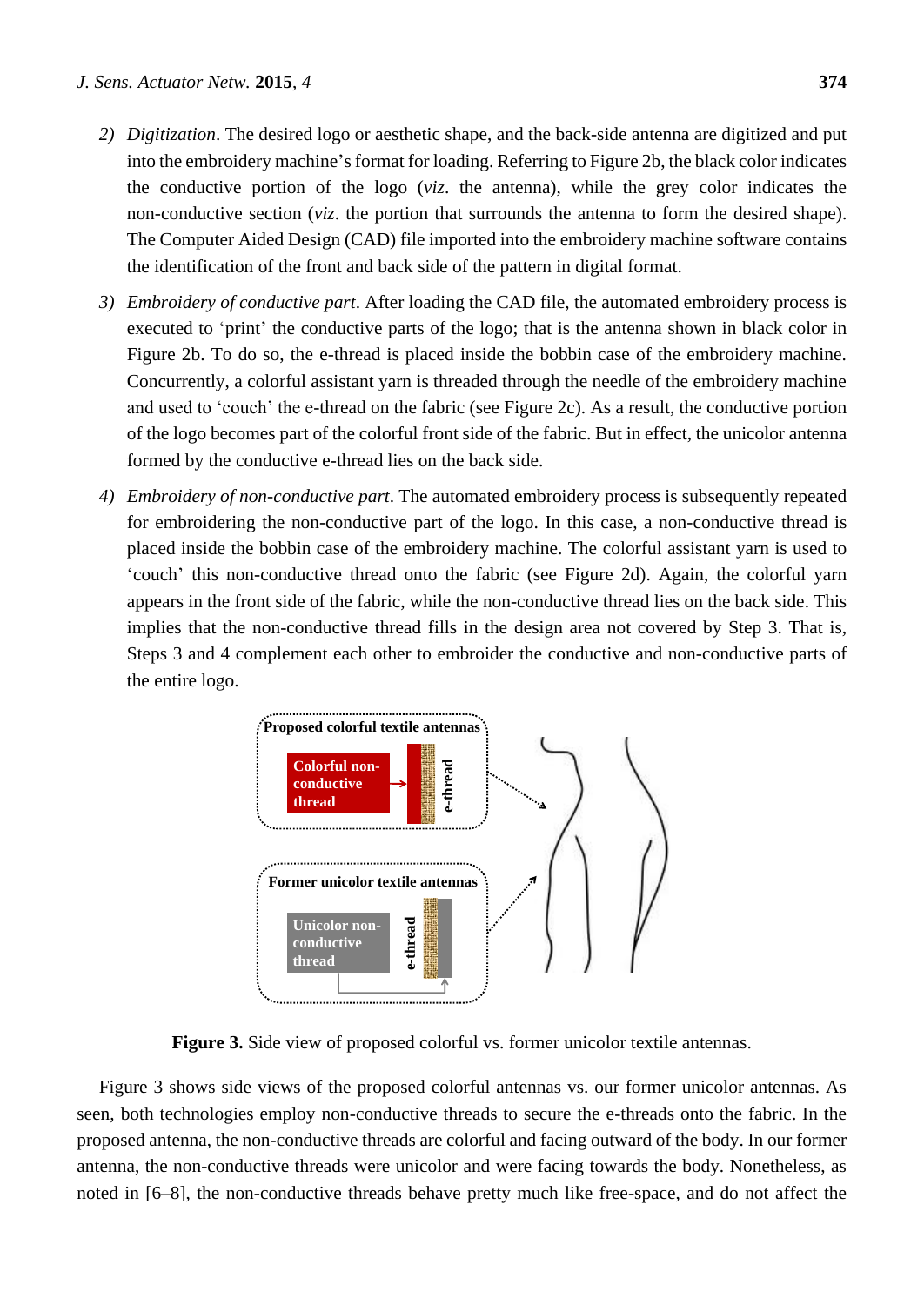2) *Digitization*. The desired logo or aesthetic shape, and the back-side antenna are digitized and put into the embroidery machine's format for loading. Referring to Figure 2b, the black color indicates the conductive portion of the logo (*viz*. the antenna), while the grey color indicates the non-conductive section (*viz*. the portion that surrounds the antenna to form the desired shape). The Computer Aided Design (CAD) file imported into the embroidery machine software contains the identification of the front and back side of the pattern in digital format.

3) *Embroidery of conductive part*. After loading the CAD file, the automated embroidery process is executed to 'print' the conductive parts of the logo; that is the antenna shown in black color in Figure 2b. To do so, the e-thread is placed inside the bobbin case of the embroidery machine. Concurrently, a colorful assistant yarn is threaded through the needle of the embroidery machine and used to 'couch' the e-thread on the fabric (see Figure 2c). As a result, the conductive portion of the logo becomes part of the colorful front side of the fabric. But in effect, the unicolor antenna formed by the conductive e-thread lies on the back side.

4) *Embroidery of non-conductive part*. The automated embroidery process is subsequently repeated for embroidering the non-conductive part of the logo. In this case, a non-conductive thread is placed inside the bobbin case of the embroidery machine. The colorful assistant yarn is used to 'couch' this non-conductive thread onto the fabric (see Figure 2d). Again, the colorful yarn appears in the front side of the fabric, while the non-conductive thread lies on the back side. This implies that the non-conductive thread fills in the design area not covered by Step 3. That is, Steps 3 and 4 complement each other to embroider the conductive and non-conductive parts of the entire logo.

**Figure 3.** Side view of proposed colorful vs. former unicolor textile antennas.

Figure 3 shows side views of the proposed colorful antennas vs. our former unicolor antennas. As seen, both technologies employ non-conductive threads to secure the e-threads onto the fabric. In the proposed antenna, the non-conductive threads are colorful and facing outward of the body. In our former antenna, the non-conductive threads were unicolor and were facing towards the body. Nonetheless, as noted in [6–8], the non-conductive threads behave pretty much like free-space, and do not affect the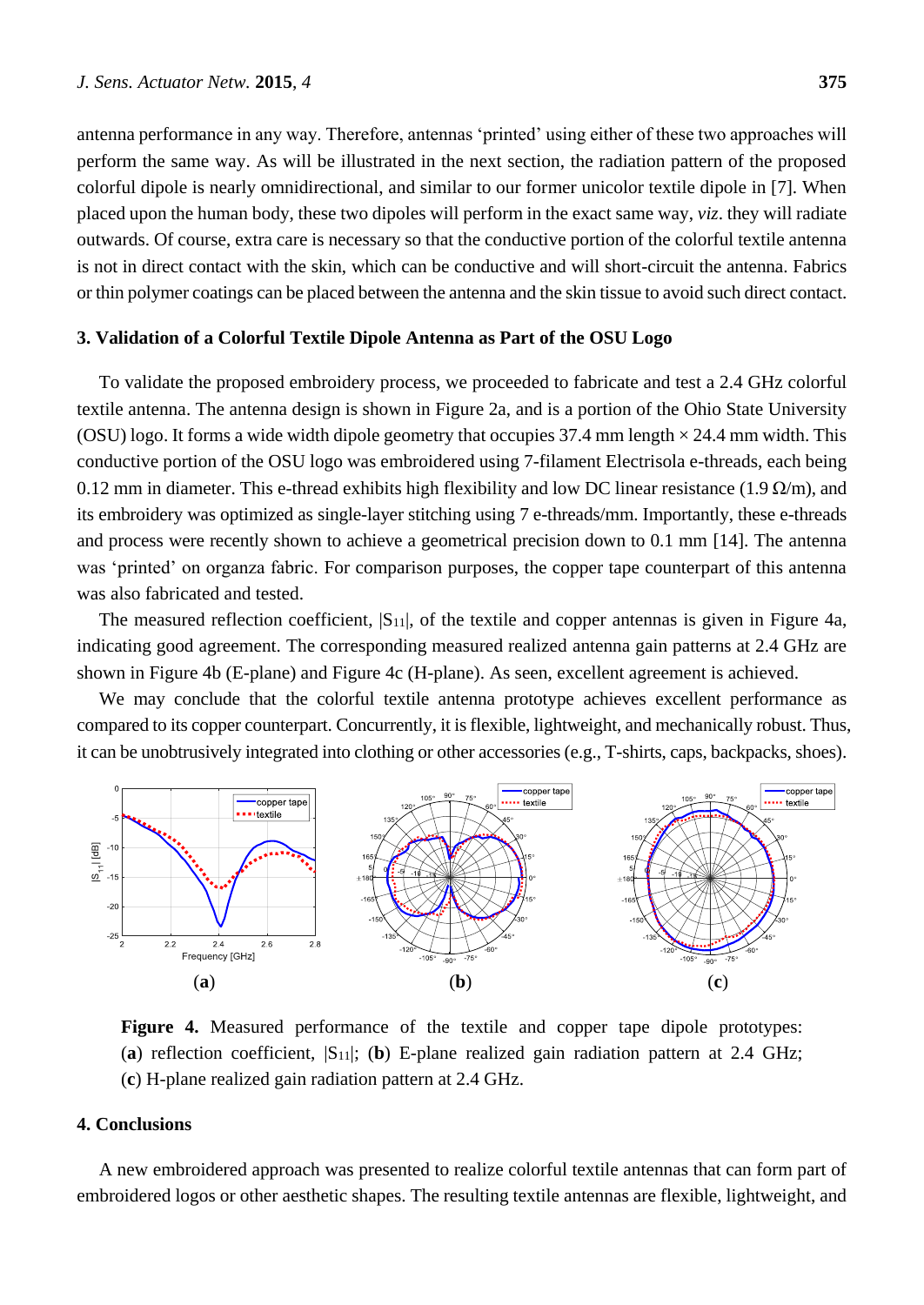antenna performance in any way. Therefore, antennas 'printed' using either of these two approaches will perform the same way. As will be illustrated in the next section, the radiation pattern of the proposed colorful dipole is nearly omnidirectional, and similar to our former unicolor textile dipole in [7]. When placed upon the human body, these two dipoles will perform in the exact same way, *viz*. they will radiate outwards. Of course, extra care is necessary so that the conductive portion of the colorful textile antenna is not in direct contact with the skin, which can be conductive and will short-circuit the antenna. Fabrics or thin polymer coatings can be placed between the antenna and the skin tissue to avoid such direct contact.

## 3. Validation of a Colorful Textile Dipole Antenna as Part of the OSU Logo

To validate the proposed embroidery process, we proceeded to fabricate and test a 2.4 GHz colorful textile antenna. The antenna design is shown in Figure 2a, and is a portion of the Ohio State University (OSU) logo. It forms a wide width dipole geometry that occupies 37.4 mm length × 24.4 mm width. This conductive portion of the OSU logo was embroidered using 7-filament Electrisola e-threads, each being 0.12 mm in diameter. This e-thread exhibits high flexibility and low DC linear resistance (1.9 Ω/m), and its embroidery was optimized as single-layer stitching using 7 e-threads/mm. Importantly, these e-threads and process were recently shown to achieve a geometrical precision down to 0.1 mm [14]. The antenna was 'printed' on organza fabric. For comparison purposes, the copper tape counterpart of this antenna was also fabricated and tested.

The measured reflection coefficient, $|S_{11}|$, of the textile and copper antennas is given in Figure 4a, indicating good agreement. The corresponding measured realized antenna gain patterns at 2.4 GHz are shown in Figure 4b (E-plane) and Figure 4c (H-plane). As seen, excellent agreement is achieved.

We may conclude that the colorful textile antenna prototype achieves excellent performance as compared to its copper counterpart. Concurrently, it is flexible, lightweight, and mechanically robust. Thus, it can be unobtrusively integrated into clothing or other accessories (e.g., T-shirts, caps, backpacks, shoes).

**Figure 4.** Measured performance of the textile and copper tape dipole prototypes: (**a**) reflection coefficient, $|S_{11}|$; (**b**) E-plane realized gain radiation pattern at 2.4 GHz; (**c**) H-plane realized gain radiation pattern at 2.4 GHz.

## 4. Conclusions

A new embroidered approach was presented to realize colorful textile antennas that can form part of embroidered logos or other aesthetic shapes. The resulting textile antennas are flexible, lightweight, and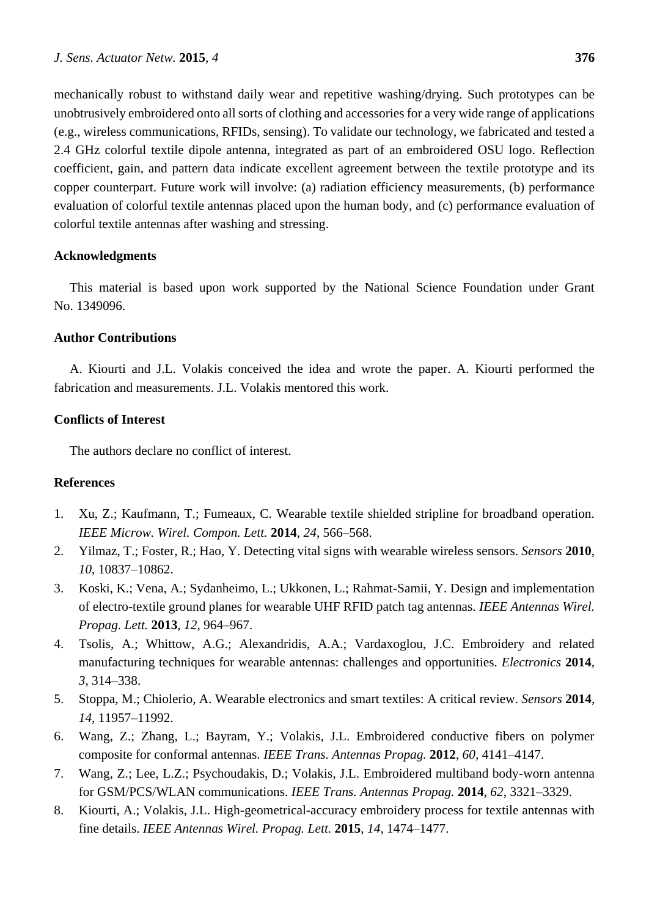mechanically robust to withstand daily wear and repetitive washing/drying. Such prototypes can be unobtrusively embroidered onto all sorts of clothing and accessories for a very wide range of applications (e.g., wireless communications, RFIDs, sensing). To validate our technology, we fabricated and tested a 2.4 GHz colorful textile dipole antenna, integrated as part of an embroidered OSU logo. Reflection coefficient, gain, and pattern data indicate excellent agreement between the textile prototype and its copper counterpart. Future work will involve: (a) radiation efficiency measurements, (b) performance evaluation of colorful textile antennas placed upon the human body, and (c) performance evaluation of colorful textile antennas after washing and stressing.

## Acknowledgments

This material is based upon work supported by the National Science Foundation under Grant No. 1349096.

## Author Contributions

A. Kiourti and J.L. Volakis conceived the idea and wrote the paper. A. Kiourti performed the fabrication and measurements. J.L. Volakis mentored this work.

## Conflicts of Interest

The authors declare no conflict of interest.

## References

1. Xu, Z.; Kaufmann, T.; Fumeaux, C. Wearable textile shielded stripline for broadband operation. *IEEE Microw. Wirel. Compon. Lett.* **2014**, *24*, 566–568.
2. Yilmaz, T.; Foster, R.; Hao, Y. Detecting vital signs with wearable wireless sensors. *Sensors* **2010**, *10*, 10837–10862.
3. Koski, K.; Vena, A.; Sydanheimo, L.; Ukkonen, L.; Rahmat-Samii, Y. Design and implementation of electro-textile ground planes for wearable UHF RFID patch tag antennas. *IEEE Antennas Wirel. Propag. Lett.* **2013**, *12*, 964–967.
4. Tsolis, A.; Whittow, A.G.; Alexandridis, A.A.; Vardaxoglou, J.C. Embroidery and related manufacturing techniques for wearable antennas: challenges and opportunities. *Electronics* **2014**, *3*, 314–338.
5. Stoppa, M.; Chiolerio, A. Wearable electronics and smart textiles: A critical review. *Sensors* **2014**, *14*, 11957–11992.
6. Wang, Z.; Zhang, L.; Bayram, Y.; Volakis, J.L. Embroidered conductive fibers on polymer composite for conformal antennas. *IEEE Trans. Antennas Propag.* **2012**, *60*, 4141–4147.
7. Wang, Z.; Lee, L.Z.; Psychoudakis, D.; Volakis, J.L. Embroidered multiband body-worn antenna for GSM/PCS/WLAN communications. *IEEE Trans. Antennas Propag.* **2014**, *62*, 3321–3329.
8. Kiourti, A.; Volakis, J.L. High-geometrical-accuracy embroidery process for textile antennas with fine details. *IEEE Antennas Wirel. Propag. Lett.* **2015**, *14*, 1474–1477.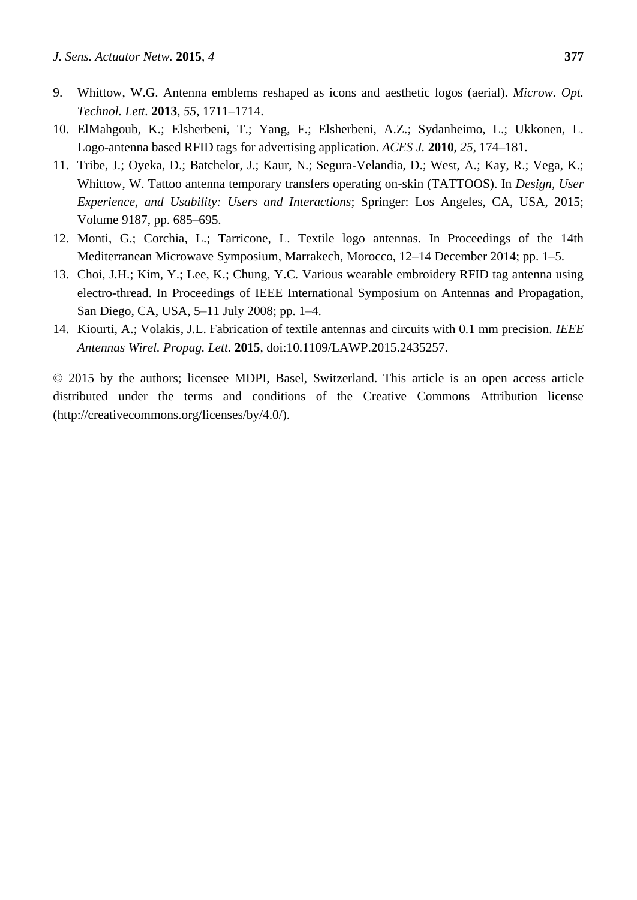9. Whittow, W.G. Antenna emblems reshaped as icons and aesthetic logos (aerial). *Microw. Opt. Technol. Lett.* **2013**, *55*, 1711–1714.
10. ElMahgoub, K.; Elsherbeni, T.; Yang, F.; Elsherbeni, A.Z.; Sydanheimo, L.; Ukkonen, L. Logo-antenna based RFID tags for advertising application. *ACES J.* **2010**, *25*, 174–181.
11. Tribe, J.; Oyeka, D.; Batchelor, J.; Kaur, N.; Segura-Velandia, D.; West, A.; Kay, R.; Vega, K.; Whittow, W. Tattoo antenna temporary transfers operating on-skin (TATTOOS). In *Design, User Experience, and Usability: Users and Interactions*; Springer: Los Angeles, CA, USA, 2015; Volume 9187, pp. 685–695.
12. Monti, G.; Corchia, L.; Tarricone, L. Textile logo antennas. In Proceedings of the 14th Mediterranean Microwave Symposium, Marrakech, Morocco, 12–14 December 2014; pp. 1–5.
13. Choi, J.H.; Kim, Y.; Lee, K.; Chung, Y.C. Various wearable embroidery RFID tag antenna using electro-thread. In Proceedings of IEEE International Symposium on Antennas and Propagation, San Diego, CA, USA, 5–11 July 2008; pp. 1–4.
14. Kiourti, A.; Volakis, J.L. Fabrication of textile antennas and circuits with 0.1 mm precision. *IEEE Antennas Wirel. Propag. Lett.* **2015**, doi:10.1109/LAWP.2015.2435257.

© 2015 by the authors; licensee MDPI, Basel, Switzerland. This article is an open access article distributed under the terms and conditions of the Creative Commons Attribution license (http://creativecommons.org/licenses/by/4.0/).